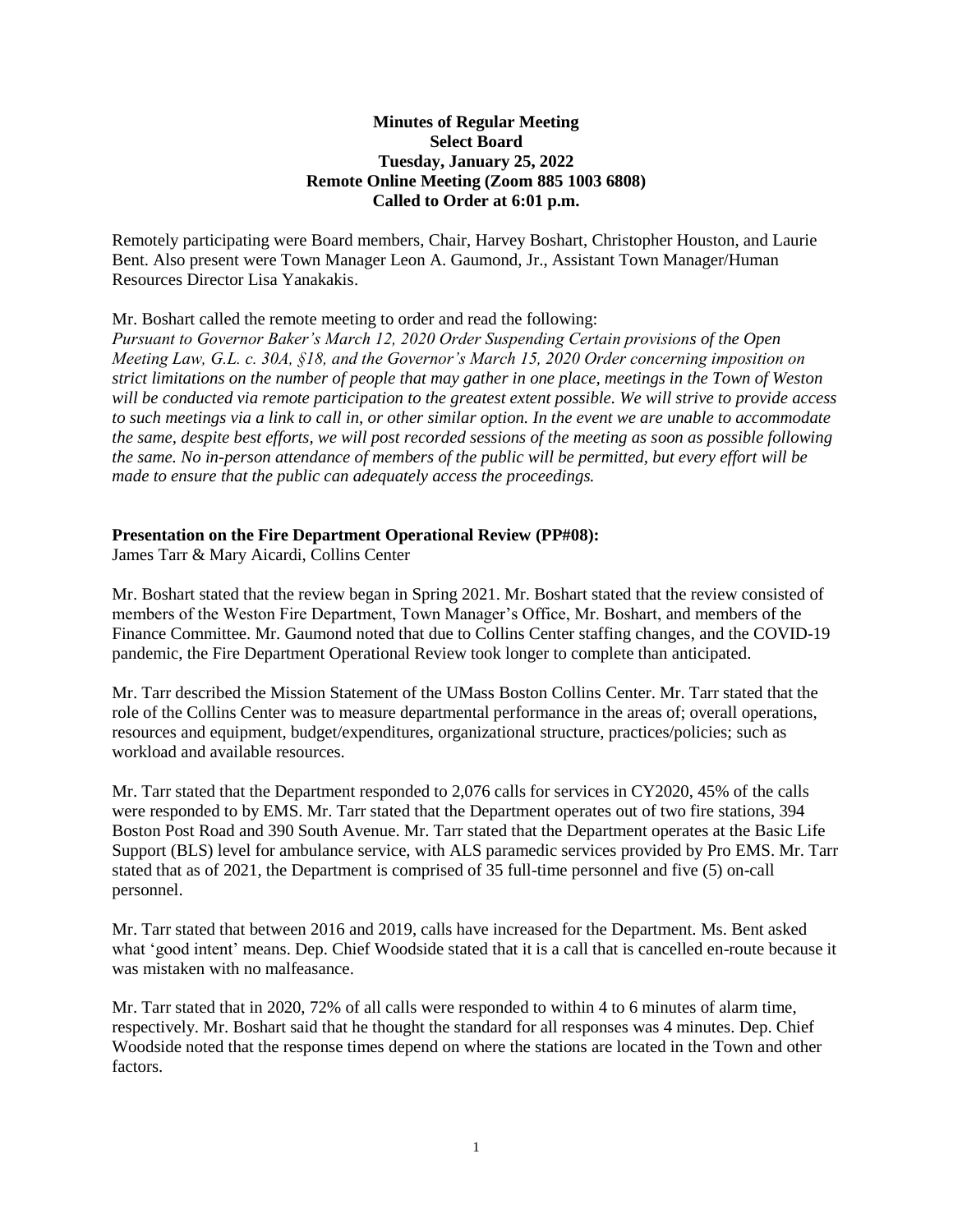**Minutes of Regular Meeting**
**Select Board**
**Tuesday, January 25, 2022**
**Remote Online Meeting (Zoom 885 1003 6808)**
**Called to Order at 6:01 p.m.**

Remotely participating were Board members, Chair, Harvey Boshart, Christopher Houston, and Laurie Bent. Also present were Town Manager Leon A. Gaumond, Jr., Assistant Town Manager/Human Resources Director Lisa Yanakakis.

Mr. Boshart called the remote meeting to order and read the following:
*Pursuant to Governor Baker's March 12, 2020 Order Suspending Certain provisions of the Open Meeting Law, G.L. c. 30A, §18, and the Governor's March 15, 2020 Order concerning imposition on strict limitations on the number of people that may gather in one place, meetings in the Town of Weston will be conducted via remote participation to the greatest extent possible. We will strive to provide access to such meetings via a link to call in, or other similar option. In the event we are unable to accommodate the same, despite best efforts, we will post recorded sessions of the meeting as soon as possible following the same. No in-person attendance of members of the public will be permitted, but every effort will be made to ensure that the public can adequately access the proceedings.*

**Presentation on the Fire Department Operational Review (PP#08):**
James Tarr & Mary Aicardi, Collins Center

Mr. Boshart stated that the review began in Spring 2021. Mr. Boshart stated that the review consisted of members of the Weston Fire Department, Town Manager's Office, Mr. Boshart, and members of the Finance Committee. Mr. Gaumond noted that due to Collins Center staffing changes, and the COVID-19 pandemic, the Fire Department Operational Review took longer to complete than anticipated.

Mr. Tarr described the Mission Statement of the UMass Boston Collins Center. Mr. Tarr stated that the role of the Collins Center was to measure departmental performance in the areas of; overall operations, resources and equipment, budget/expenditures, organizational structure, practices/policies; such as workload and available resources.

Mr. Tarr stated that the Department responded to 2,076 calls for services in CY2020, 45% of the calls were responded to by EMS. Mr. Tarr stated that the Department operates out of two fire stations, 394 Boston Post Road and 390 South Avenue. Mr. Tarr stated that the Department operates at the Basic Life Support (BLS) level for ambulance service, with ALS paramedic services provided by Pro EMS. Mr. Tarr stated that as of 2021, the Department is comprised of 35 full-time personnel and five (5) on-call personnel.

Mr. Tarr stated that between 2016 and 2019, calls have increased for the Department. Ms. Bent asked what 'good intent' means. Dep. Chief Woodside stated that it is a call that is cancelled en-route because it was mistaken with no malfeasance.

Mr. Tarr stated that in 2020, 72% of all calls were responded to within 4 to 6 minutes of alarm time, respectively. Mr. Boshart said that he thought the standard for all responses was 4 minutes. Dep. Chief Woodside noted that the response times depend on where the stations are located in the Town and other factors.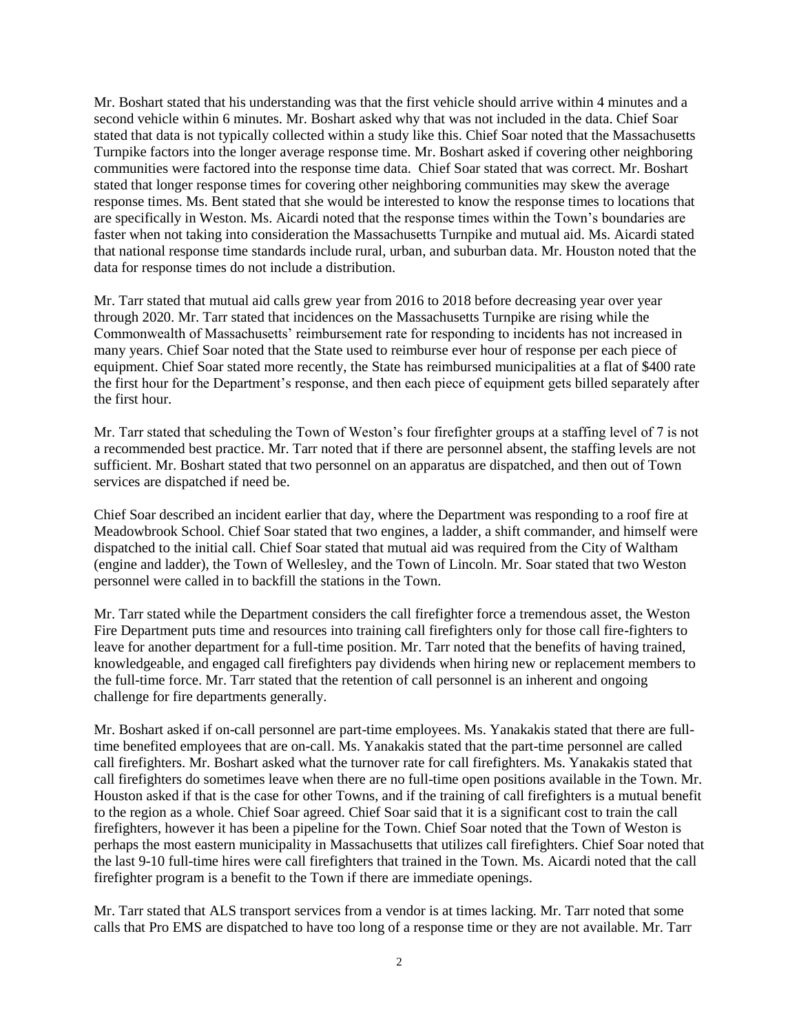Mr. Boshart stated that his understanding was that the first vehicle should arrive within 4 minutes and a second vehicle within 6 minutes. Mr. Boshart asked why that was not included in the data. Chief Soar stated that data is not typically collected within a study like this. Chief Soar noted that the Massachusetts Turnpike factors into the longer average response time. Mr. Boshart asked if covering other neighboring communities were factored into the response time data. Chief Soar stated that was correct. Mr. Boshart stated that longer response times for covering other neighboring communities may skew the average response times. Ms. Bent stated that she would be interested to know the response times to locations that are specifically in Weston. Ms. Aicardi noted that the response times within the Town's boundaries are faster when not taking into consideration the Massachusetts Turnpike and mutual aid. Ms. Aicardi stated that national response time standards include rural, urban, and suburban data. Mr. Houston noted that the data for response times do not include a distribution.

Mr. Tarr stated that mutual aid calls grew year from 2016 to 2018 before decreasing year over year through 2020. Mr. Tarr stated that incidences on the Massachusetts Turnpike are rising while the Commonwealth of Massachusetts' reimbursement rate for responding to incidents has not increased in many years. Chief Soar noted that the State used to reimburse ever hour of response per each piece of equipment. Chief Soar stated more recently, the State has reimbursed municipalities at a flat of $400 rate the first hour for the Department's response, and then each piece of equipment gets billed separately after the first hour.

Mr. Tarr stated that scheduling the Town of Weston's four firefighter groups at a staffing level of 7 is not a recommended best practice. Mr. Tarr noted that if there are personnel absent, the staffing levels are not sufficient. Mr. Boshart stated that two personnel on an apparatus are dispatched, and then out of Town services are dispatched if need be.

Chief Soar described an incident earlier that day, where the Department was responding to a roof fire at Meadowbrook School. Chief Soar stated that two engines, a ladder, a shift commander, and himself were dispatched to the initial call. Chief Soar stated that mutual aid was required from the City of Waltham (engine and ladder), the Town of Wellesley, and the Town of Lincoln. Mr. Soar stated that two Weston personnel were called in to backfill the stations in the Town.

Mr. Tarr stated while the Department considers the call firefighter force a tremendous asset, the Weston Fire Department puts time and resources into training call firefighters only for those call fire-fighters to leave for another department for a full-time position. Mr. Tarr noted that the benefits of having trained, knowledgeable, and engaged call firefighters pay dividends when hiring new or replacement members to the full-time force. Mr. Tarr stated that the retention of call personnel is an inherent and ongoing challenge for fire departments generally.

Mr. Boshart asked if on-call personnel are part-time employees. Ms. Yanakakis stated that there are full-time benefited employees that are on-call. Ms. Yanakakis stated that the part-time personnel are called call firefighters. Mr. Boshart asked what the turnover rate for call firefighters. Ms. Yanakakis stated that call firefighters do sometimes leave when there are no full-time open positions available in the Town. Mr. Houston asked if that is the case for other Towns, and if the training of call firefighters is a mutual benefit to the region as a whole. Chief Soar agreed. Chief Soar said that it is a significant cost to train the call firefighters, however it has been a pipeline for the Town. Chief Soar noted that the Town of Weston is perhaps the most eastern municipality in Massachusetts that utilizes call firefighters. Chief Soar noted that the last 9-10 full-time hires were call firefighters that trained in the Town. Ms. Aicardi noted that the call firefighter program is a benefit to the Town if there are immediate openings.

Mr. Tarr stated that ALS transport services from a vendor is at times lacking. Mr. Tarr noted that some calls that Pro EMS are dispatched to have too long of a response time or they are not available. Mr. Tarr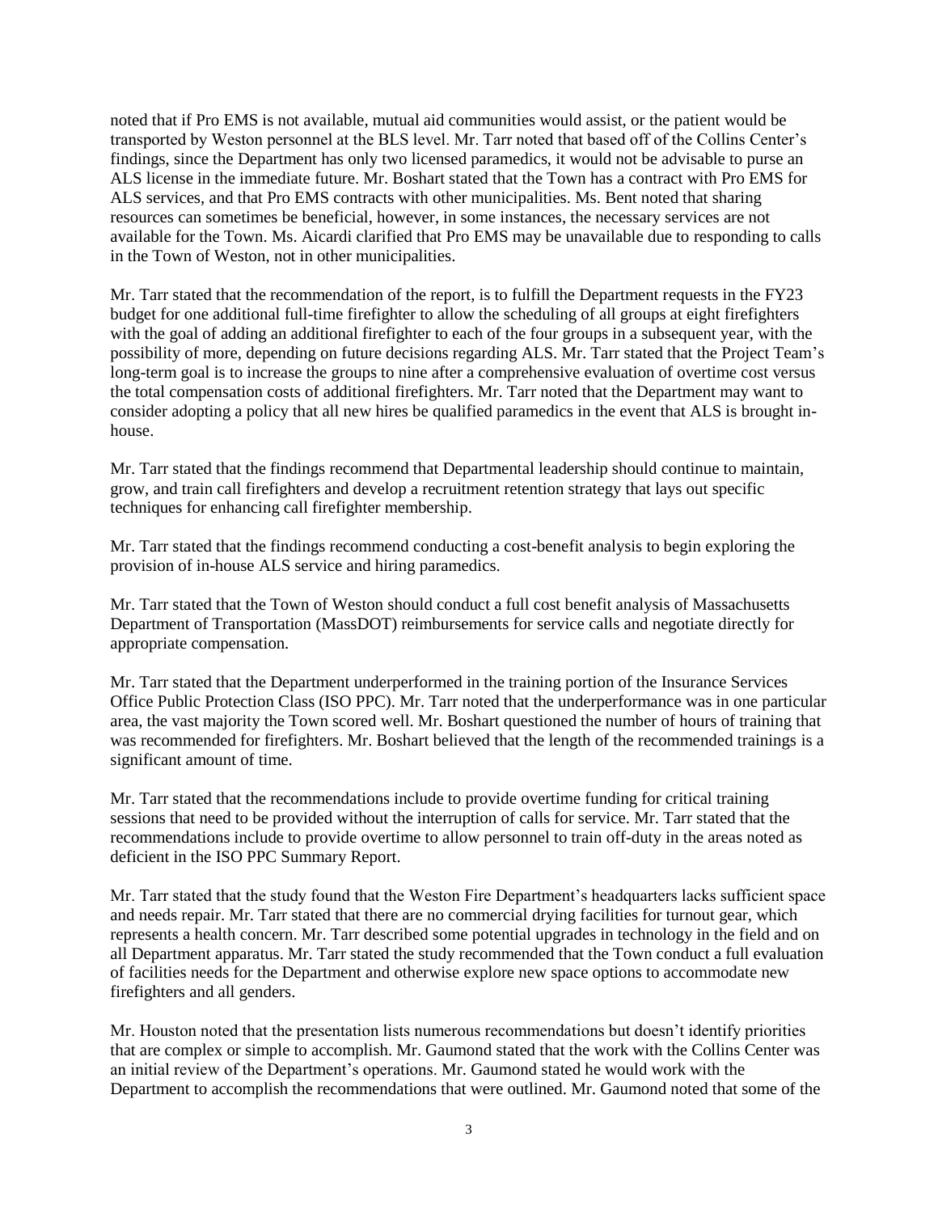noted that if Pro EMS is not available, mutual aid communities would assist, or the patient would be transported by Weston personnel at the BLS level. Mr. Tarr noted that based off of the Collins Center's findings, since the Department has only two licensed paramedics, it would not be advisable to purse an ALS license in the immediate future. Mr. Boshart stated that the Town has a contract with Pro EMS for ALS services, and that Pro EMS contracts with other municipalities. Ms. Bent noted that sharing resources can sometimes be beneficial, however, in some instances, the necessary services are not available for the Town. Ms. Aicardi clarified that Pro EMS may be unavailable due to responding to calls in the Town of Weston, not in other municipalities.

Mr. Tarr stated that the recommendation of the report, is to fulfill the Department requests in the FY23 budget for one additional full-time firefighter to allow the scheduling of all groups at eight firefighters with the goal of adding an additional firefighter to each of the four groups in a subsequent year, with the possibility of more, depending on future decisions regarding ALS. Mr. Tarr stated that the Project Team's long-term goal is to increase the groups to nine after a comprehensive evaluation of overtime cost versus the total compensation costs of additional firefighters. Mr. Tarr noted that the Department may want to consider adopting a policy that all new hires be qualified paramedics in the event that ALS is brought in-house.

Mr. Tarr stated that the findings recommend that Departmental leadership should continue to maintain, grow, and train call firefighters and develop a recruitment retention strategy that lays out specific techniques for enhancing call firefighter membership.

Mr. Tarr stated that the findings recommend conducting a cost-benefit analysis to begin exploring the provision of in-house ALS service and hiring paramedics.

Mr. Tarr stated that the Town of Weston should conduct a full cost benefit analysis of Massachusetts Department of Transportation (MassDOT) reimbursements for service calls and negotiate directly for appropriate compensation.

Mr. Tarr stated that the Department underperformed in the training portion of the Insurance Services Office Public Protection Class (ISO PPC). Mr. Tarr noted that the underperformance was in one particular area, the vast majority the Town scored well. Mr. Boshart questioned the number of hours of training that was recommended for firefighters. Mr. Boshart believed that the length of the recommended trainings is a significant amount of time.

Mr. Tarr stated that the recommendations include to provide overtime funding for critical training sessions that need to be provided without the interruption of calls for service. Mr. Tarr stated that the recommendations include to provide overtime to allow personnel to train off-duty in the areas noted as deficient in the ISO PPC Summary Report.

Mr. Tarr stated that the study found that the Weston Fire Department's headquarters lacks sufficient space and needs repair. Mr. Tarr stated that there are no commercial drying facilities for turnout gear, which represents a health concern. Mr. Tarr described some potential upgrades in technology in the field and on all Department apparatus. Mr. Tarr stated the study recommended that the Town conduct a full evaluation of facilities needs for the Department and otherwise explore new space options to accommodate new firefighters and all genders.

Mr. Houston noted that the presentation lists numerous recommendations but doesn't identify priorities that are complex or simple to accomplish. Mr. Gaumond stated that the work with the Collins Center was an initial review of the Department's operations. Mr. Gaumond stated he would work with the Department to accomplish the recommendations that were outlined. Mr. Gaumond noted that some of the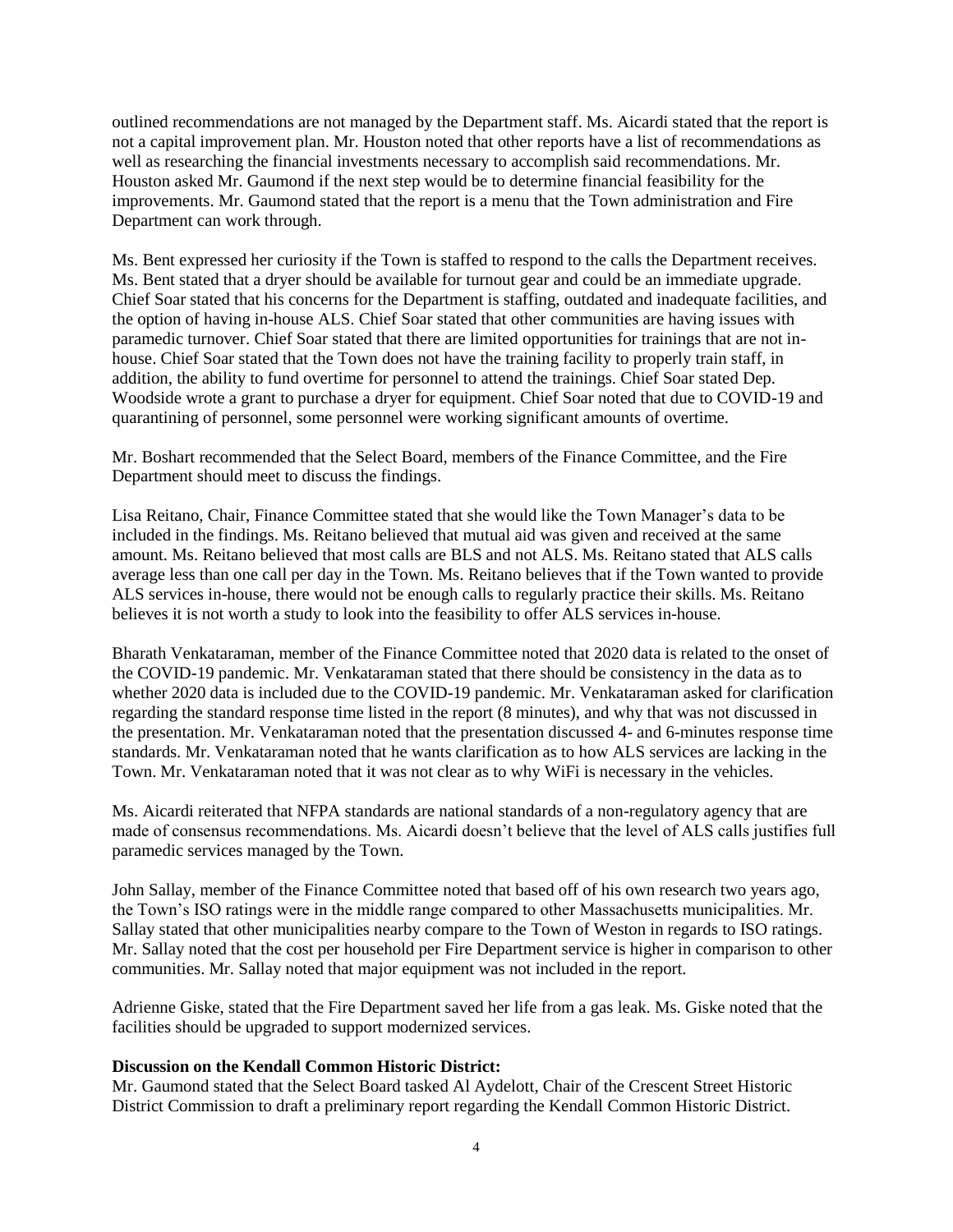outlined recommendations are not managed by the Department staff. Ms. Aicardi stated that the report is not a capital improvement plan. Mr. Houston noted that other reports have a list of recommendations as well as researching the financial investments necessary to accomplish said recommendations. Mr. Houston asked Mr. Gaumond if the next step would be to determine financial feasibility for the improvements. Mr. Gaumond stated that the report is a menu that the Town administration and Fire Department can work through.

Ms. Bent expressed her curiosity if the Town is staffed to respond to the calls the Department receives. Ms. Bent stated that a dryer should be available for turnout gear and could be an immediate upgrade. Chief Soar stated that his concerns for the Department is staffing, outdated and inadequate facilities, and the option of having in-house ALS. Chief Soar stated that other communities are having issues with paramedic turnover. Chief Soar stated that there are limited opportunities for trainings that are not in-house. Chief Soar stated that the Town does not have the training facility to properly train staff, in addition, the ability to fund overtime for personnel to attend the trainings. Chief Soar stated Dep. Woodside wrote a grant to purchase a dryer for equipment. Chief Soar noted that due to COVID-19 and quarantining of personnel, some personnel were working significant amounts of overtime.

Mr. Boshart recommended that the Select Board, members of the Finance Committee, and the Fire Department should meet to discuss the findings.

Lisa Reitano, Chair, Finance Committee stated that she would like the Town Manager's data to be included in the findings. Ms. Reitano believed that mutual aid was given and received at the same amount. Ms. Reitano believed that most calls are BLS and not ALS. Ms. Reitano stated that ALS calls average less than one call per day in the Town. Ms. Reitano believes that if the Town wanted to provide ALS services in-house, there would not be enough calls to regularly practice their skills. Ms. Reitano believes it is not worth a study to look into the feasibility to offer ALS services in-house.

Bharath Venkataraman, member of the Finance Committee noted that 2020 data is related to the onset of the COVID-19 pandemic. Mr. Venkataraman stated that there should be consistency in the data as to whether 2020 data is included due to the COVID-19 pandemic. Mr. Venkataraman asked for clarification regarding the standard response time listed in the report (8 minutes), and why that was not discussed in the presentation. Mr. Venkataraman noted that the presentation discussed 4- and 6-minutes response time standards. Mr. Venkataraman noted that he wants clarification as to how ALS services are lacking in the Town. Mr. Venkataraman noted that it was not clear as to why WiFi is necessary in the vehicles.

Ms. Aicardi reiterated that NFPA standards are national standards of a non-regulatory agency that are made of consensus recommendations. Ms. Aicardi doesn't believe that the level of ALS calls justifies full paramedic services managed by the Town.

John Sallay, member of the Finance Committee noted that based off of his own research two years ago, the Town's ISO ratings were in the middle range compared to other Massachusetts municipalities. Mr. Sallay stated that other municipalities nearby compare to the Town of Weston in regards to ISO ratings. Mr. Sallay noted that the cost per household per Fire Department service is higher in comparison to other communities. Mr. Sallay noted that major equipment was not included in the report.

Adrienne Giske, stated that the Fire Department saved her life from a gas leak. Ms. Giske noted that the facilities should be upgraded to support modernized services.

**Discussion on the Kendall Common Historic District:**

Mr. Gaumond stated that the Select Board tasked Al Aydelott, Chair of the Crescent Street Historic District Commission to draft a preliminary report regarding the Kendall Common Historic District.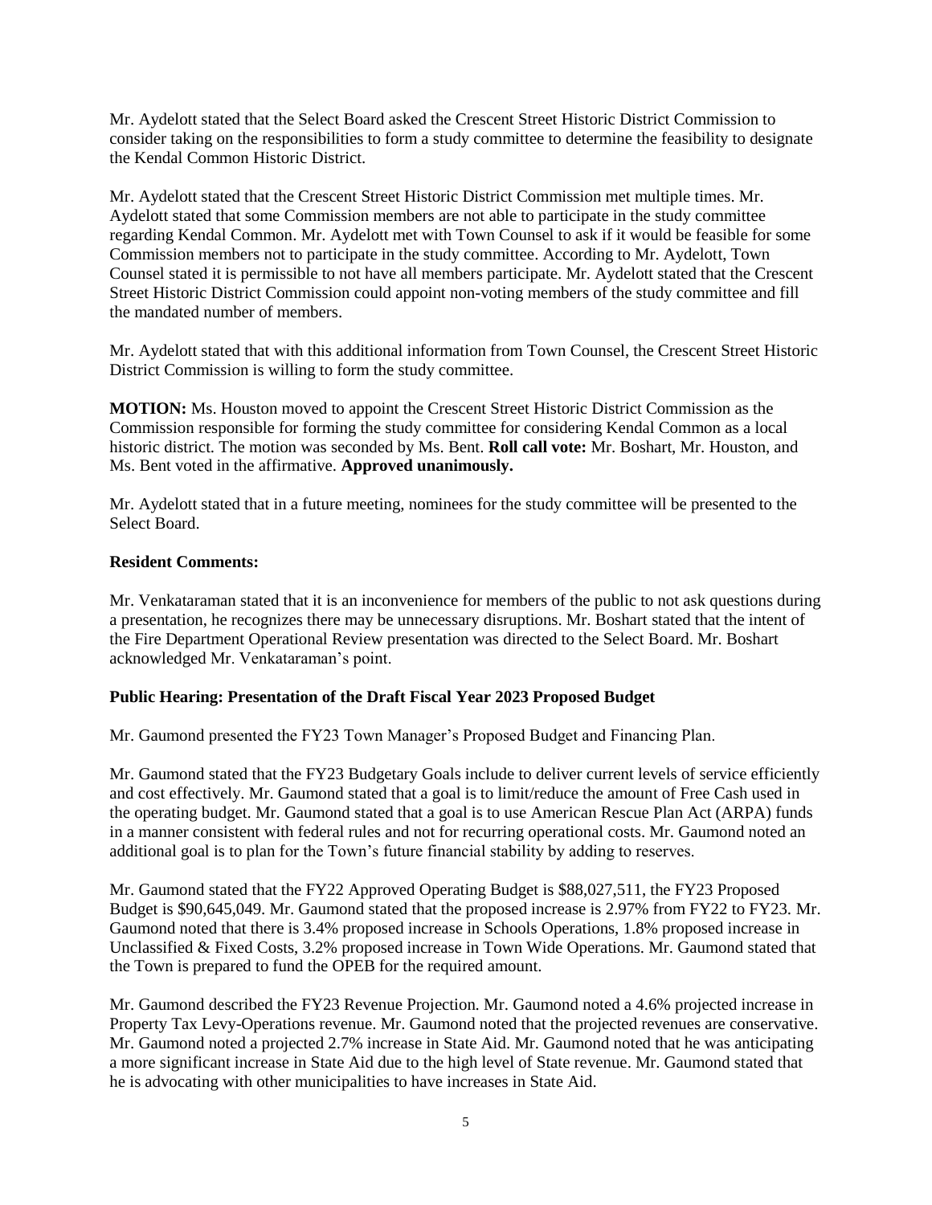Mr. Aydelott stated that the Select Board asked the Crescent Street Historic District Commission to consider taking on the responsibilities to form a study committee to determine the feasibility to designate the Kendal Common Historic District.

Mr. Aydelott stated that the Crescent Street Historic District Commission met multiple times. Mr. Aydelott stated that some Commission members are not able to participate in the study committee regarding Kendal Common. Mr. Aydelott met with Town Counsel to ask if it would be feasible for some Commission members not to participate in the study committee. According to Mr. Aydelott, Town Counsel stated it is permissible to not have all members participate. Mr. Aydelott stated that the Crescent Street Historic District Commission could appoint non-voting members of the study committee and fill the mandated number of members.

Mr. Aydelott stated that with this additional information from Town Counsel, the Crescent Street Historic District Commission is willing to form the study committee.

**MOTION:** Ms. Houston moved to appoint the Crescent Street Historic District Commission as the Commission responsible for forming the study committee for considering Kendal Common as a local historic district. The motion was seconded by Ms. Bent. **Roll call vote:** Mr. Boshart, Mr. Houston, and Ms. Bent voted in the affirmative. **Approved unanimously.**

Mr. Aydelott stated that in a future meeting, nominees for the study committee will be presented to the Select Board.

**Resident Comments:**

Mr. Venkataraman stated that it is an inconvenience for members of the public to not ask questions during a presentation, he recognizes there may be unnecessary disruptions. Mr. Boshart stated that the intent of the Fire Department Operational Review presentation was directed to the Select Board. Mr. Boshart acknowledged Mr. Venkataraman's point.

**Public Hearing: Presentation of the Draft Fiscal Year 2023 Proposed Budget**

Mr. Gaumond presented the FY23 Town Manager's Proposed Budget and Financing Plan.

Mr. Gaumond stated that the FY23 Budgetary Goals include to deliver current levels of service efficiently and cost effectively. Mr. Gaumond stated that a goal is to limit/reduce the amount of Free Cash used in the operating budget. Mr. Gaumond stated that a goal is to use American Rescue Plan Act (ARPA) funds in a manner consistent with federal rules and not for recurring operational costs. Mr. Gaumond noted an additional goal is to plan for the Town's future financial stability by adding to reserves.

Mr. Gaumond stated that the FY22 Approved Operating Budget is $88,027,511, the FY23 Proposed Budget is $90,645,049. Mr. Gaumond stated that the proposed increase is 2.97% from FY22 to FY23. Mr. Gaumond noted that there is 3.4% proposed increase in Schools Operations, 1.8% proposed increase in Unclassified & Fixed Costs, 3.2% proposed increase in Town Wide Operations. Mr. Gaumond stated that the Town is prepared to fund the OPEB for the required amount.

Mr. Gaumond described the FY23 Revenue Projection. Mr. Gaumond noted a 4.6% projected increase in Property Tax Levy-Operations revenue. Mr. Gaumond noted that the projected revenues are conservative. Mr. Gaumond noted a projected 2.7% increase in State Aid. Mr. Gaumond noted that he was anticipating a more significant increase in State Aid due to the high level of State revenue. Mr. Gaumond stated that he is advocating with other municipalities to have increases in State Aid.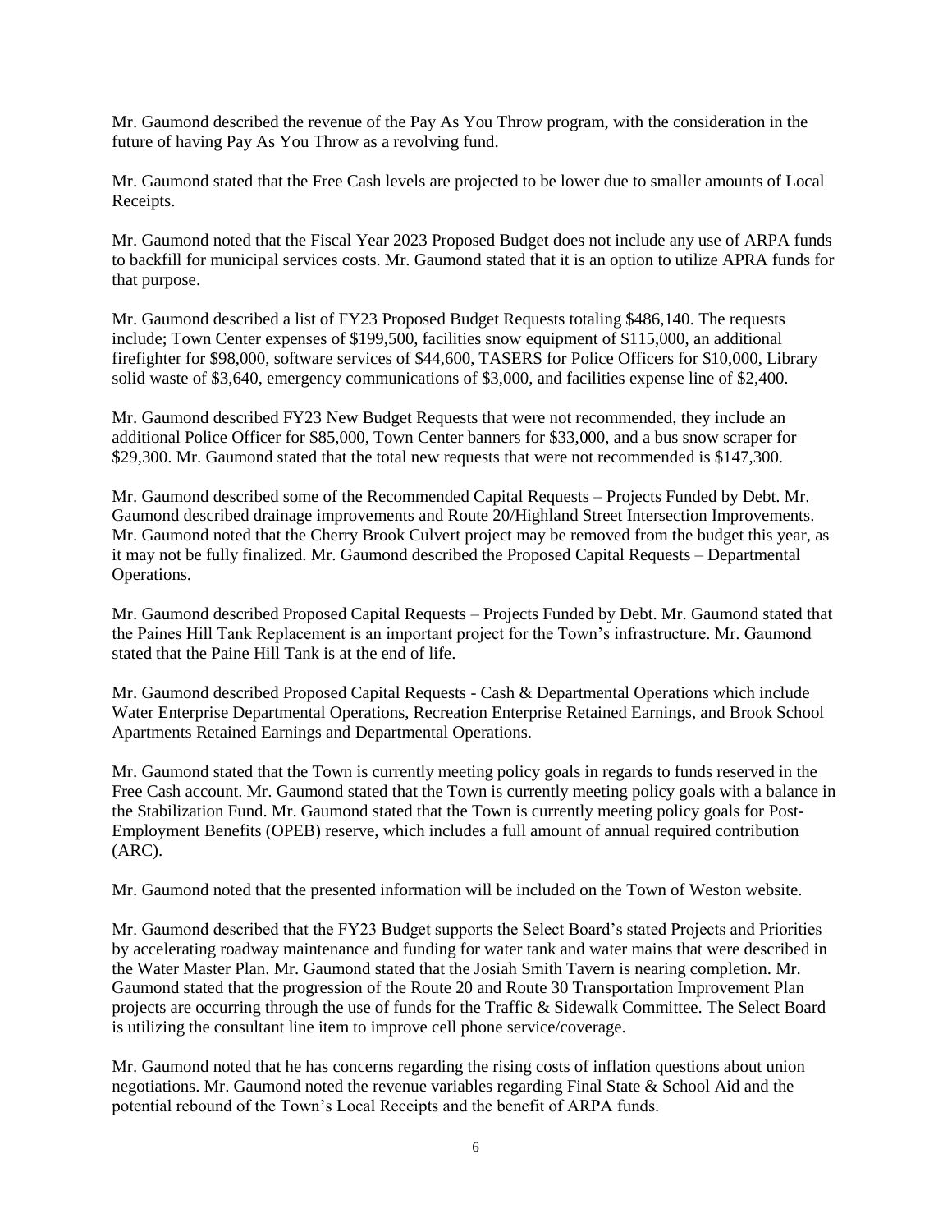Mr. Gaumond described the revenue of the Pay As You Throw program, with the consideration in the future of having Pay As You Throw as a revolving fund.

Mr. Gaumond stated that the Free Cash levels are projected to be lower due to smaller amounts of Local Receipts.

Mr. Gaumond noted that the Fiscal Year 2023 Proposed Budget does not include any use of ARPA funds to backfill for municipal services costs. Mr. Gaumond stated that it is an option to utilize APRA funds for that purpose.

Mr. Gaumond described a list of FY23 Proposed Budget Requests totaling $486,140. The requests include; Town Center expenses of $199,500, facilities snow equipment of $115,000, an additional firefighter for $98,000, software services of $44,600, TASERS for Police Officers for $10,000, Library solid waste of $3,640, emergency communications of $3,000, and facilities expense line of $2,400.

Mr. Gaumond described FY23 New Budget Requests that were not recommended, they include an additional Police Officer for $85,000, Town Center banners for $33,000, and a bus snow scraper for $29,300. Mr. Gaumond stated that the total new requests that were not recommended is $147,300.

Mr. Gaumond described some of the Recommended Capital Requests – Projects Funded by Debt. Mr. Gaumond described drainage improvements and Route 20/Highland Street Intersection Improvements. Mr. Gaumond noted that the Cherry Brook Culvert project may be removed from the budget this year, as it may not be fully finalized. Mr. Gaumond described the Proposed Capital Requests – Departmental Operations.

Mr. Gaumond described Proposed Capital Requests – Projects Funded by Debt. Mr. Gaumond stated that the Paines Hill Tank Replacement is an important project for the Town's infrastructure. Mr. Gaumond stated that the Paine Hill Tank is at the end of life.

Mr. Gaumond described Proposed Capital Requests - Cash & Departmental Operations which include Water Enterprise Departmental Operations, Recreation Enterprise Retained Earnings, and Brook School Apartments Retained Earnings and Departmental Operations.

Mr. Gaumond stated that the Town is currently meeting policy goals in regards to funds reserved in the Free Cash account. Mr. Gaumond stated that the Town is currently meeting policy goals with a balance in the Stabilization Fund. Mr. Gaumond stated that the Town is currently meeting policy goals for Post-Employment Benefits (OPEB) reserve, which includes a full amount of annual required contribution (ARC).

Mr. Gaumond noted that the presented information will be included on the Town of Weston website.

Mr. Gaumond described that the FY23 Budget supports the Select Board's stated Projects and Priorities by accelerating roadway maintenance and funding for water tank and water mains that were described in the Water Master Plan. Mr. Gaumond stated that the Josiah Smith Tavern is nearing completion. Mr. Gaumond stated that the progression of the Route 20 and Route 30 Transportation Improvement Plan projects are occurring through the use of funds for the Traffic & Sidewalk Committee. The Select Board is utilizing the consultant line item to improve cell phone service/coverage.

Mr. Gaumond noted that he has concerns regarding the rising costs of inflation questions about union negotiations. Mr. Gaumond noted the revenue variables regarding Final State & School Aid and the potential rebound of the Town's Local Receipts and the benefit of ARPA funds.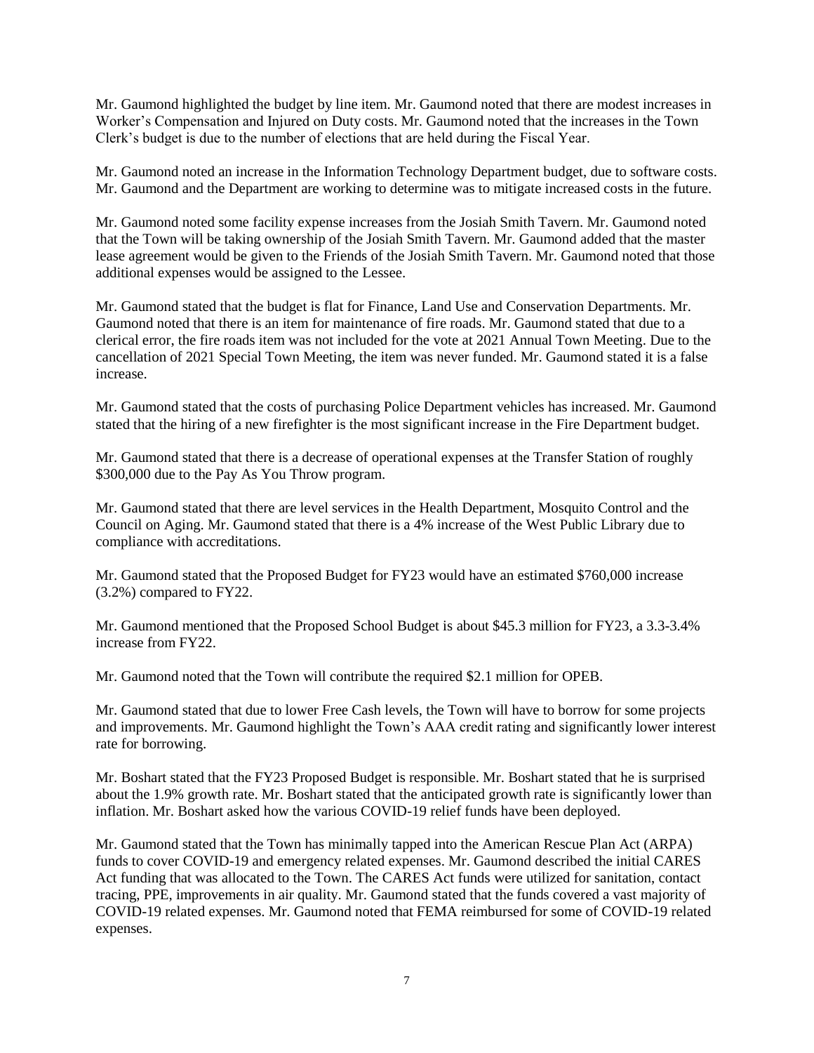Mr. Gaumond highlighted the budget by line item. Mr. Gaumond noted that there are modest increases in Worker's Compensation and Injured on Duty costs. Mr. Gaumond noted that the increases in the Town Clerk's budget is due to the number of elections that are held during the Fiscal Year.

Mr. Gaumond noted an increase in the Information Technology Department budget, due to software costs. Mr. Gaumond and the Department are working to determine was to mitigate increased costs in the future.

Mr. Gaumond noted some facility expense increases from the Josiah Smith Tavern. Mr. Gaumond noted that the Town will be taking ownership of the Josiah Smith Tavern. Mr. Gaumond added that the master lease agreement would be given to the Friends of the Josiah Smith Tavern. Mr. Gaumond noted that those additional expenses would be assigned to the Lessee.

Mr. Gaumond stated that the budget is flat for Finance, Land Use and Conservation Departments. Mr. Gaumond noted that there is an item for maintenance of fire roads. Mr. Gaumond stated that due to a clerical error, the fire roads item was not included for the vote at 2021 Annual Town Meeting. Due to the cancellation of 2021 Special Town Meeting, the item was never funded. Mr. Gaumond stated it is a false increase.

Mr. Gaumond stated that the costs of purchasing Police Department vehicles has increased. Mr. Gaumond stated that the hiring of a new firefighter is the most significant increase in the Fire Department budget.

Mr. Gaumond stated that there is a decrease of operational expenses at the Transfer Station of roughly $300,000 due to the Pay As You Throw program.

Mr. Gaumond stated that there are level services in the Health Department, Mosquito Control and the Council on Aging. Mr. Gaumond stated that there is a 4% increase of the West Public Library due to compliance with accreditations.

Mr. Gaumond stated that the Proposed Budget for FY23 would have an estimated $760,000 increase (3.2%) compared to FY22.

Mr. Gaumond mentioned that the Proposed School Budget is about $45.3 million for FY23, a 3.3-3.4% increase from FY22.

Mr. Gaumond noted that the Town will contribute the required $2.1 million for OPEB.

Mr. Gaumond stated that due to lower Free Cash levels, the Town will have to borrow for some projects and improvements. Mr. Gaumond highlight the Town's AAA credit rating and significantly lower interest rate for borrowing.

Mr. Boshart stated that the FY23 Proposed Budget is responsible. Mr. Boshart stated that he is surprised about the 1.9% growth rate. Mr. Boshart stated that the anticipated growth rate is significantly lower than inflation. Mr. Boshart asked how the various COVID-19 relief funds have been deployed.

Mr. Gaumond stated that the Town has minimally tapped into the American Rescue Plan Act (ARPA) funds to cover COVID-19 and emergency related expenses. Mr. Gaumond described the initial CARES Act funding that was allocated to the Town. The CARES Act funds were utilized for sanitation, contact tracing, PPE, improvements in air quality. Mr. Gaumond stated that the funds covered a vast majority of COVID-19 related expenses. Mr. Gaumond noted that FEMA reimbursed for some of COVID-19 related expenses.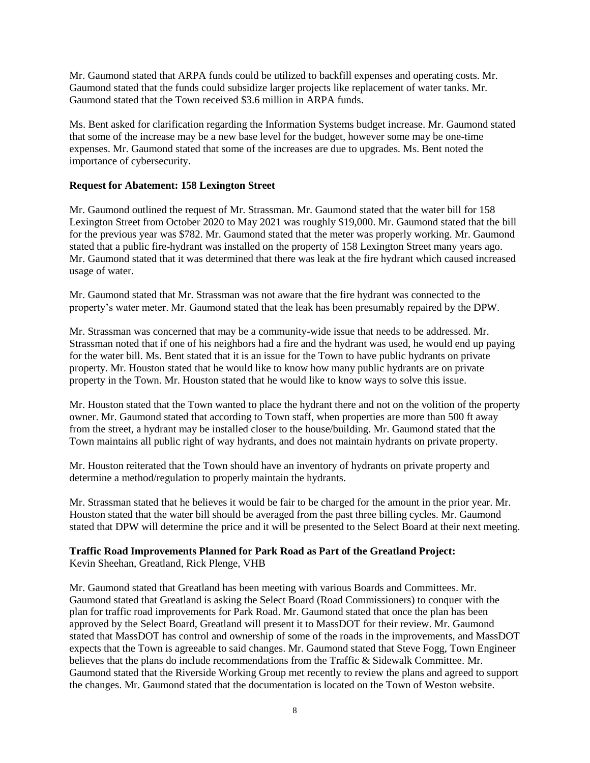Mr. Gaumond stated that ARPA funds could be utilized to backfill expenses and operating costs. Mr. Gaumond stated that the funds could subsidize larger projects like replacement of water tanks. Mr. Gaumond stated that the Town received $3.6 million in ARPA funds.

Ms. Bent asked for clarification regarding the Information Systems budget increase. Mr. Gaumond stated that some of the increase may be a new base level for the budget, however some may be one-time expenses. Mr. Gaumond stated that some of the increases are due to upgrades. Ms. Bent noted the importance of cybersecurity.

**Request for Abatement: 158 Lexington Street**

Mr. Gaumond outlined the request of Mr. Strassman. Mr. Gaumond stated that the water bill for 158 Lexington Street from October 2020 to May 2021 was roughly $19,000. Mr. Gaumond stated that the bill for the previous year was $782. Mr. Gaumond stated that the meter was properly working. Mr. Gaumond stated that a public fire-hydrant was installed on the property of 158 Lexington Street many years ago. Mr. Gaumond stated that it was determined that there was leak at the fire hydrant which caused increased usage of water.

Mr. Gaumond stated that Mr. Strassman was not aware that the fire hydrant was connected to the property's water meter. Mr. Gaumond stated that the leak has been presumably repaired by the DPW.

Mr. Strassman was concerned that may be a community-wide issue that needs to be addressed. Mr. Strassman noted that if one of his neighbors had a fire and the hydrant was used, he would end up paying for the water bill. Ms. Bent stated that it is an issue for the Town to have public hydrants on private property. Mr. Houston stated that he would like to know how many public hydrants are on private property in the Town. Mr. Houston stated that he would like to know ways to solve this issue.

Mr. Houston stated that the Town wanted to place the hydrant there and not on the volition of the property owner. Mr. Gaumond stated that according to Town staff, when properties are more than 500 ft away from the street, a hydrant may be installed closer to the house/building. Mr. Gaumond stated that the Town maintains all public right of way hydrants, and does not maintain hydrants on private property.

Mr. Houston reiterated that the Town should have an inventory of hydrants on private property and determine a method/regulation to properly maintain the hydrants.

Mr. Strassman stated that he believes it would be fair to be charged for the amount in the prior year. Mr. Houston stated that the water bill should be averaged from the past three billing cycles. Mr. Gaumond stated that DPW will determine the price and it will be presented to the Select Board at their next meeting.

**Traffic Road Improvements Planned for Park Road as Part of the Greatland Project:**
Kevin Sheehan, Greatland, Rick Plenge, VHB

Mr. Gaumond stated that Greatland has been meeting with various Boards and Committees. Mr. Gaumond stated that Greatland is asking the Select Board (Road Commissioners) to conquer with the plan for traffic road improvements for Park Road. Mr. Gaumond stated that once the plan has been approved by the Select Board, Greatland will present it to MassDOT for their review. Mr. Gaumond stated that MassDOT has control and ownership of some of the roads in the improvements, and MassDOT expects that the Town is agreeable to said changes. Mr. Gaumond stated that Steve Fogg, Town Engineer believes that the plans do include recommendations from the Traffic & Sidewalk Committee. Mr. Gaumond stated that the Riverside Working Group met recently to review the plans and agreed to support the changes. Mr. Gaumond stated that the documentation is located on the Town of Weston website.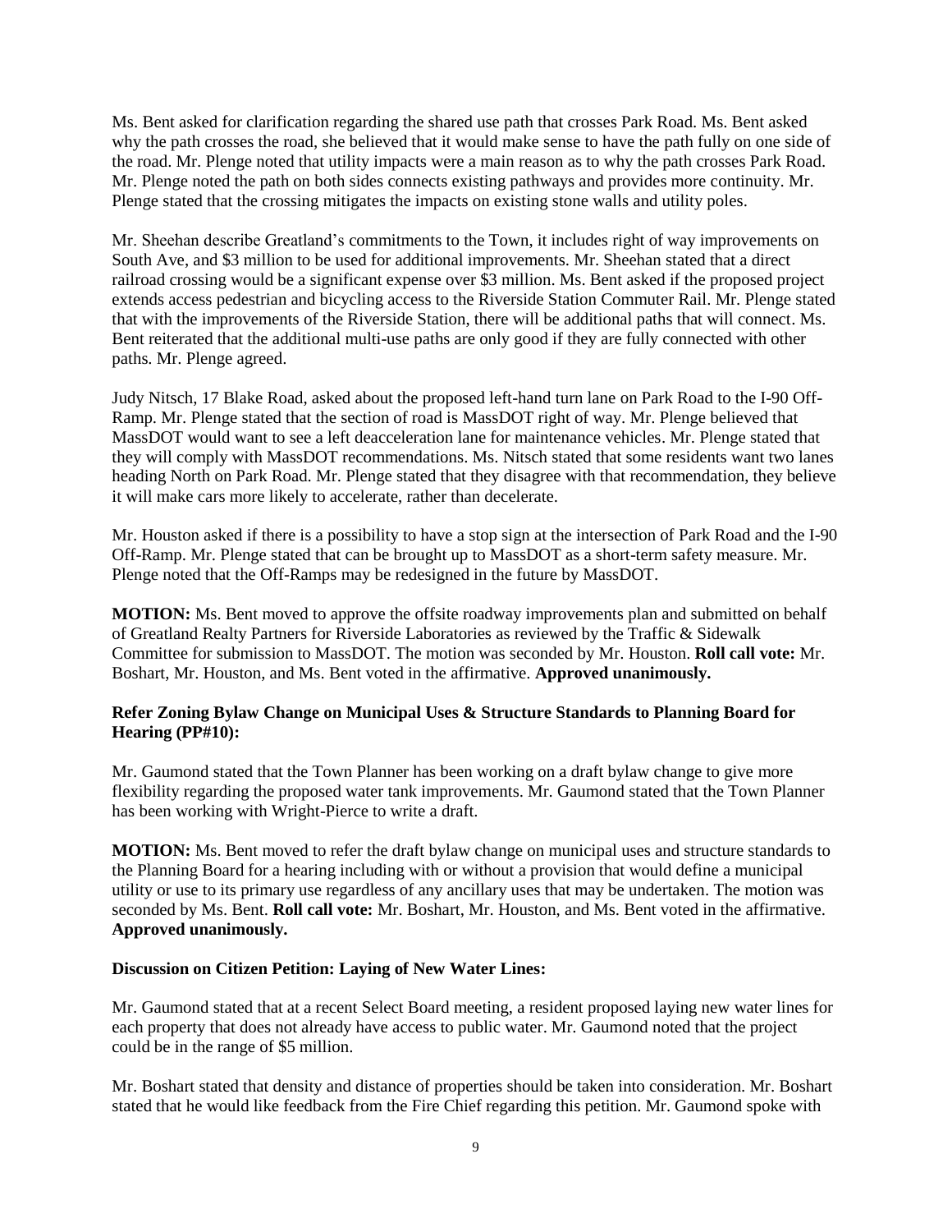Ms. Bent asked for clarification regarding the shared use path that crosses Park Road. Ms. Bent asked why the path crosses the road, she believed that it would make sense to have the path fully on one side of the road. Mr. Plenge noted that utility impacts were a main reason as to why the path crosses Park Road. Mr. Plenge noted the path on both sides connects existing pathways and provides more continuity. Mr. Plenge stated that the crossing mitigates the impacts on existing stone walls and utility poles.

Mr. Sheehan describe Greatland's commitments to the Town, it includes right of way improvements on South Ave, and $3 million to be used for additional improvements. Mr. Sheehan stated that a direct railroad crossing would be a significant expense over $3 million. Ms. Bent asked if the proposed project extends access pedestrian and bicycling access to the Riverside Station Commuter Rail. Mr. Plenge stated that with the improvements of the Riverside Station, there will be additional paths that will connect. Ms. Bent reiterated that the additional multi-use paths are only good if they are fully connected with other paths. Mr. Plenge agreed.

Judy Nitsch, 17 Blake Road, asked about the proposed left-hand turn lane on Park Road to the I-90 Off-Ramp. Mr. Plenge stated that the section of road is MassDOT right of way. Mr. Plenge believed that MassDOT would want to see a left deacceleration lane for maintenance vehicles. Mr. Plenge stated that they will comply with MassDOT recommendations. Ms. Nitsch stated that some residents want two lanes heading North on Park Road. Mr. Plenge stated that they disagree with that recommendation, they believe it will make cars more likely to accelerate, rather than decelerate.

Mr. Houston asked if there is a possibility to have a stop sign at the intersection of Park Road and the I-90 Off-Ramp. Mr. Plenge stated that can be brought up to MassDOT as a short-term safety measure. Mr. Plenge noted that the Off-Ramps may be redesigned in the future by MassDOT.

**MOTION:** Ms. Bent moved to approve the offsite roadway improvements plan and submitted on behalf of Greatland Realty Partners for Riverside Laboratories as reviewed by the Traffic & Sidewalk Committee for submission to MassDOT. The motion was seconded by Mr. Houston. **Roll call vote:** Mr. Boshart, Mr. Houston, and Ms. Bent voted in the affirmative. **Approved unanimously.**

**Refer Zoning Bylaw Change on Municipal Uses & Structure Standards to Planning Board for Hearing (PP#10):**

Mr. Gaumond stated that the Town Planner has been working on a draft bylaw change to give more flexibility regarding the proposed water tank improvements. Mr. Gaumond stated that the Town Planner has been working with Wright-Pierce to write a draft.

**MOTION:** Ms. Bent moved to refer the draft bylaw change on municipal uses and structure standards to the Planning Board for a hearing including with or without a provision that would define a municipal utility or use to its primary use regardless of any ancillary uses that may be undertaken. The motion was seconded by Ms. Bent. **Roll call vote:** Mr. Boshart, Mr. Houston, and Ms. Bent voted in the affirmative. **Approved unanimously.**

**Discussion on Citizen Petition: Laying of New Water Lines:**

Mr. Gaumond stated that at a recent Select Board meeting, a resident proposed laying new water lines for each property that does not already have access to public water. Mr. Gaumond noted that the project could be in the range of $5 million.

Mr. Boshart stated that density and distance of properties should be taken into consideration. Mr. Boshart stated that he would like feedback from the Fire Chief regarding this petition. Mr. Gaumond spoke with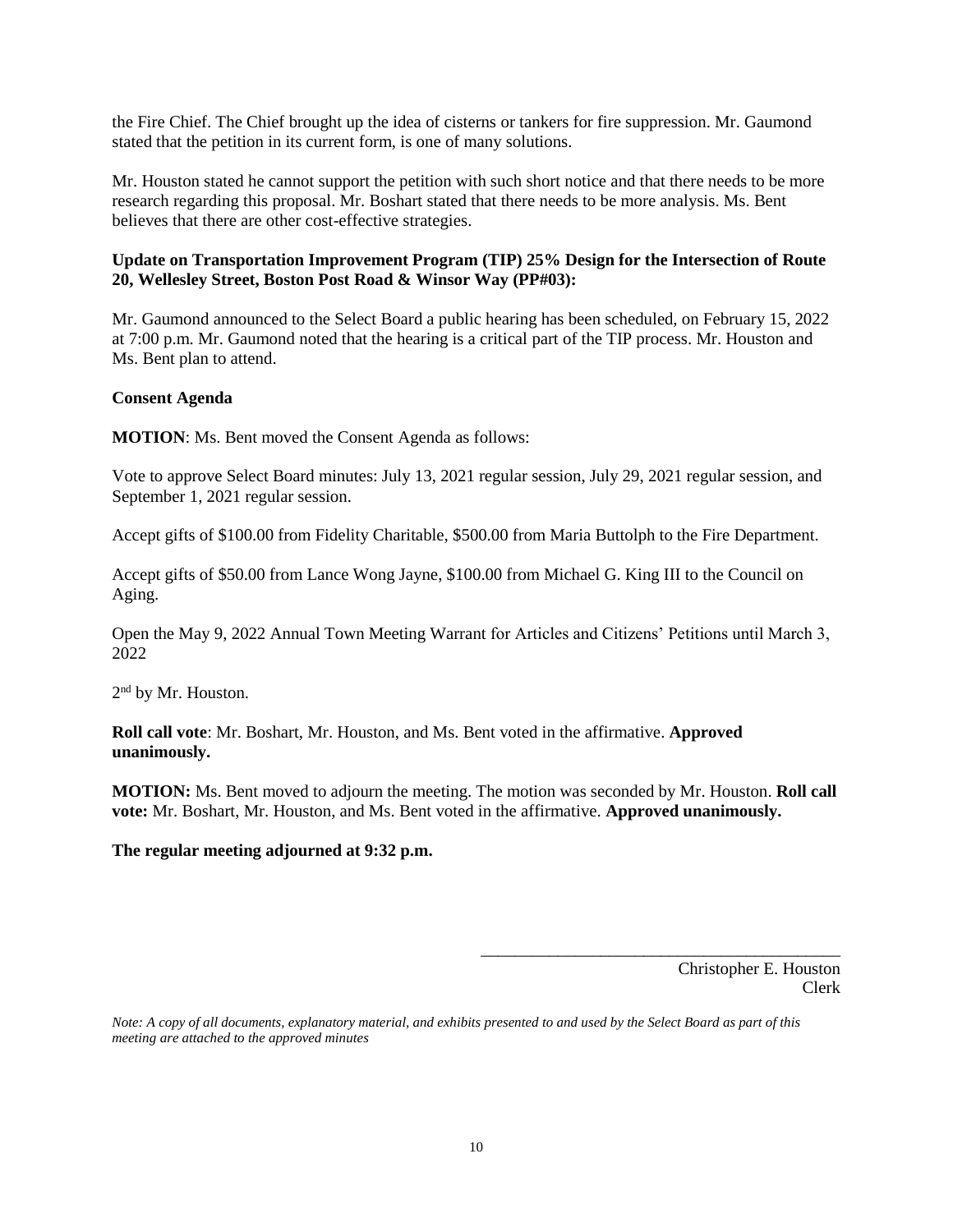the Fire Chief. The Chief brought up the idea of cisterns or tankers for fire suppression. Mr. Gaumond stated that the petition in its current form, is one of many solutions.

Mr. Houston stated he cannot support the petition with such short notice and that there needs to be more research regarding this proposal. Mr. Boshart stated that there needs to be more analysis. Ms. Bent believes that there are other cost-effective strategies.

**Update on Transportation Improvement Program (TIP) 25% Design for the Intersection of Route 20, Wellesley Street, Boston Post Road & Winsor Way (PP#03):**

Mr. Gaumond announced to the Select Board a public hearing has been scheduled, on February 15, 2022 at 7:00 p.m. Mr. Gaumond noted that the hearing is a critical part of the TIP process. Mr. Houston and Ms. Bent plan to attend.

**Consent Agenda**

**MOTION**: Ms. Bent moved the Consent Agenda as follows:

Vote to approve Select Board minutes: July 13, 2021 regular session, July 29, 2021 regular session, and September 1, 2021 regular session.

Accept gifts of $100.00 from Fidelity Charitable, $500.00 from Maria Buttolph to the Fire Department.

Accept gifts of $50.00 from Lance Wong Jayne, $100.00 from Michael G. King III to the Council on Aging.

Open the May 9, 2022 Annual Town Meeting Warrant for Articles and Citizens' Petitions until March 3, 2022

2nd by Mr. Houston.

**Roll call vote**: Mr. Boshart, Mr. Houston, and Ms. Bent voted in the affirmative. **Approved unanimously.**

**MOTION:** Ms. Bent moved to adjourn the meeting. The motion was seconded by Mr. Houston. **Roll call vote:** Mr. Boshart, Mr. Houston, and Ms. Bent voted in the affirmative. **Approved unanimously.**

**The regular meeting adjourned at 9:32 p.m.**

\_\_\_\_\_\_\_\_\_\_\_\_\_\_\_\_\_\_\_\_\_\_\_\_\_\_\_\_\_\_\_\_\_\_\_\_\_\_\_\_\_\_\_\_

Christopher E. Houston
Clerk

*Note: A copy of all documents, explanatory material, and exhibits presented to and used by the Select Board as part of this meeting are attached to the approved minutes*